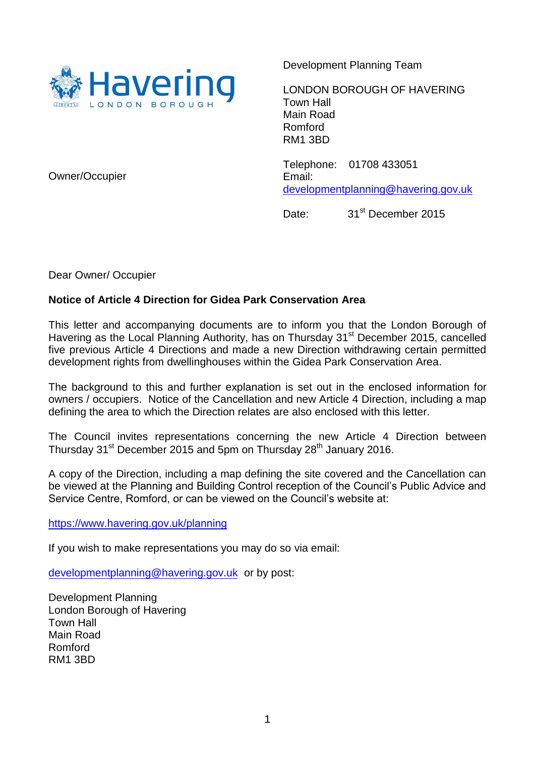Havering
LONDON BOROUGH

Development Planning Team

LONDON BOROUGH OF HAVERING
Town Hall
Main Road
Romford
RM1 3BD

Owner/Occupier

Telephone: 01708 433051
Email:
developmentplanning@havering.gov.uk

Date: 31st December 2015

Dear Owner/ Occupier

**Notice of Article 4 Direction for Gidea Park Conservation Area**

This letter and accompanying documents are to inform you that the London Borough of Havering as the Local Planning Authority, has on Thursday 31st December 2015, cancelled five previous Article 4 Directions and made a new Direction withdrawing certain permitted development rights from dwellinghouses within the Gidea Park Conservation Area.

The background to this and further explanation is set out in the enclosed information for owners / occupiers. Notice of the Cancellation and new Article 4 Direction, including a map defining the area to which the Direction relates are also enclosed with this letter.

The Council invites representations concerning the new Article 4 Direction between Thursday 31st December 2015 and 5pm on Thursday 28th January 2016.

A copy of the Direction, including a map defining the site covered and the Cancellation can be viewed at the Planning and Building Control reception of the Council's Public Advice and Service Centre, Romford, or can be viewed on the Council's website at:

https://www.havering.gov.uk/planning

If you wish to make representations you may do so via email:

developmentplanning@havering.gov.uk or by post:

Development Planning
London Borough of Havering
Town Hall
Main Road
Romford
RM1 3BD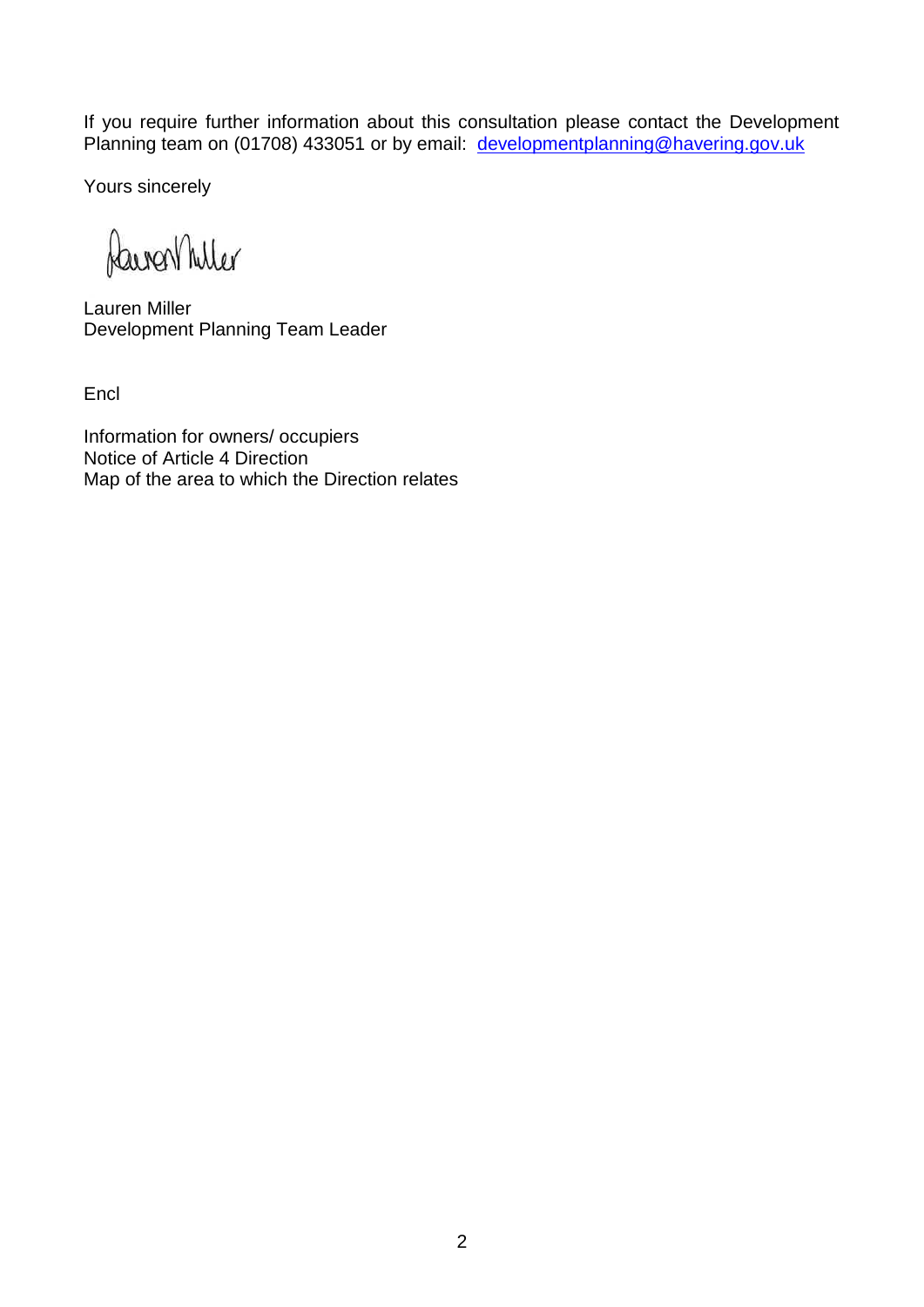If you require further information about this consultation please contact the Development Planning team on (01708) 433051 or by email: [developmentplanning@havering.gov.uk](mailto:developmentplanning@havering.gov.uk)

Yours sincerely

Lauren Miller
Development Planning Team Leader

Encl

Information for owners/ occupiers
Notice of Article 4 Direction
Map of the area to which the Direction relates